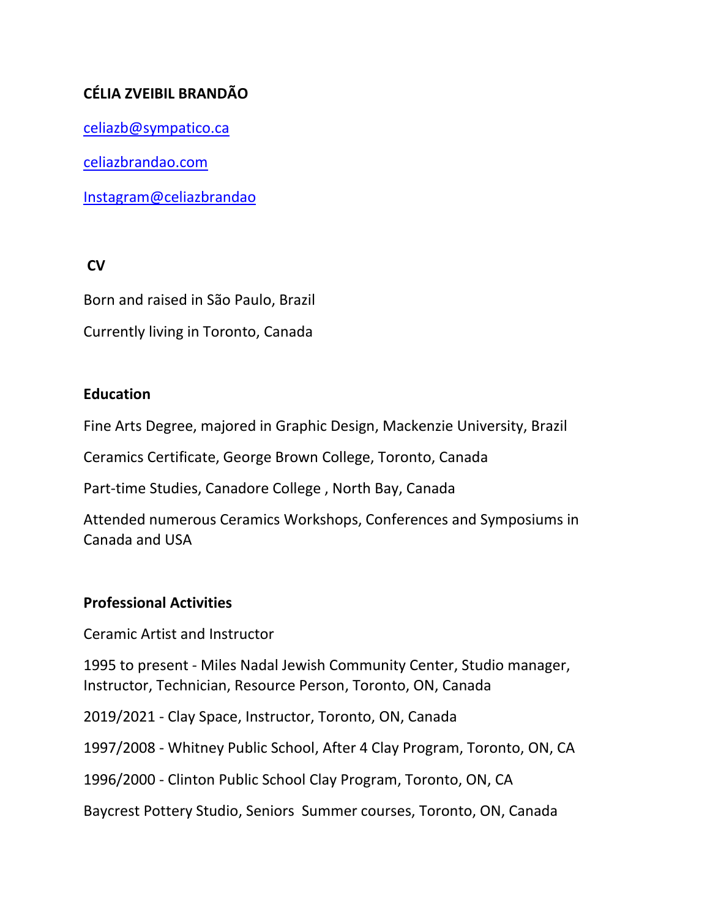**CÉLIA ZVEIBIL BRANDÃO**

celiazb@sympatico.ca

celiazbrandao.com

Instagram@celiazbrandao

**CV**

Born and raised in São Paulo, Brazil

Currently living in Toronto, Canada

**Education**

Fine Arts Degree, majored in Graphic Design, Mackenzie University, Brazil

Ceramics Certificate, George Brown College, Toronto, Canada

Part-time Studies, Canadore College , North Bay, Canada

Attended numerous Ceramics Workshops, Conferences and Symposiums in Canada and USA

**Professional Activities**

Ceramic Artist and Instructor

1995 to present - Miles Nadal Jewish Community Center, Studio manager, Instructor, Technician, Resource Person, Toronto, ON, Canada

2019/2021 - Clay Space, Instructor, Toronto, ON, Canada

1997/2008 - Whitney Public School, After 4 Clay Program, Toronto, ON, CA

1996/2000 - Clinton Public School Clay Program, Toronto, ON, CA

Baycrest Pottery Studio, Seniors Summer courses, Toronto, ON, Canada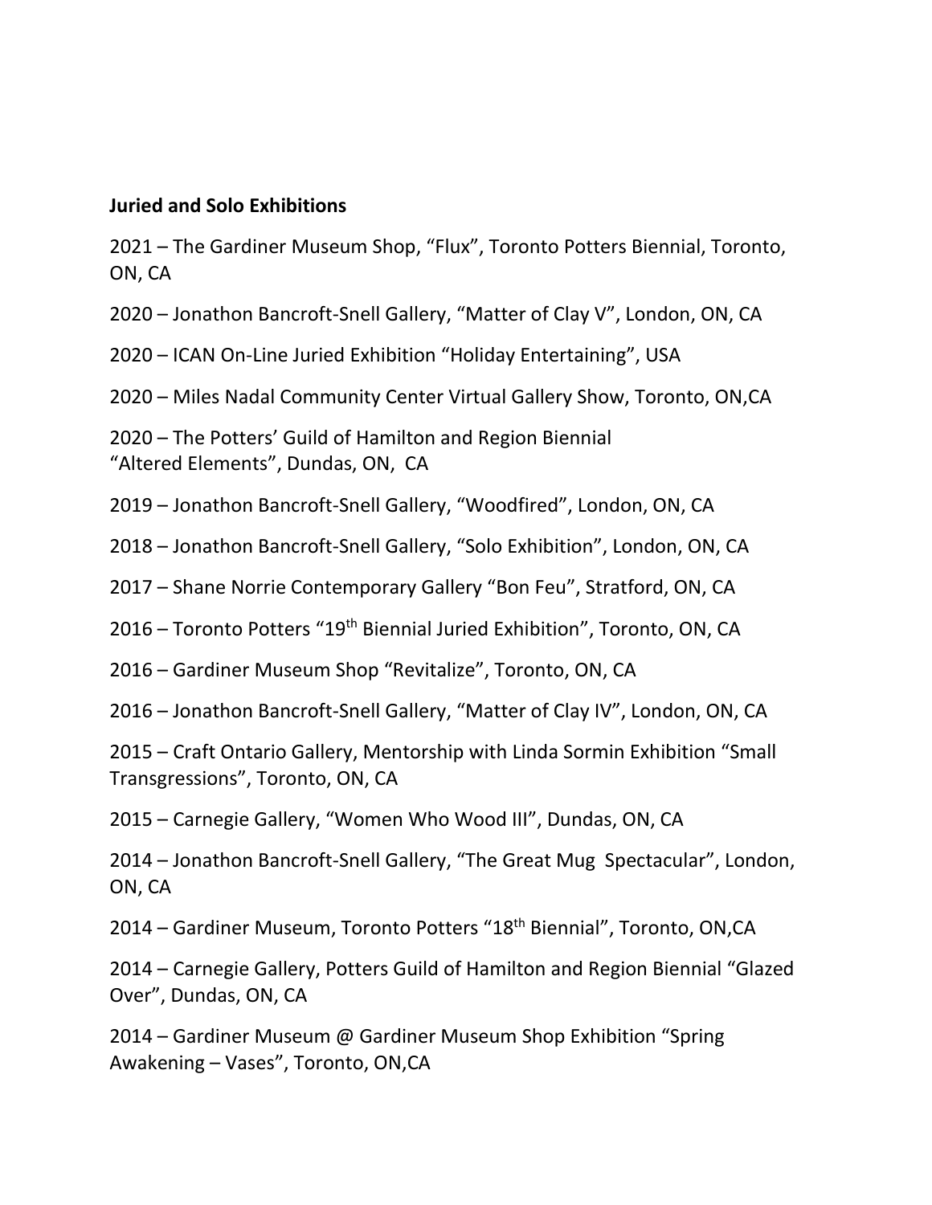**Juried and Solo Exhibitions**

2021 – The Gardiner Museum Shop, “Flux”, Toronto Potters Biennial, Toronto, ON, CA

2020 – Jonathon Bancroft-Snell Gallery, “Matter of Clay V”, London, ON, CA

2020 – ICAN On-Line Juried Exhibition “Holiday Entertaining”, USA

2020 – Miles Nadal Community Center Virtual Gallery Show, Toronto, ON,CA

2020 – The Potters’ Guild of Hamilton and Region Biennial “Altered Elements”, Dundas, ON, CA

2019 – Jonathon Bancroft-Snell Gallery, “Woodfired”, London, ON, CA

2018 – Jonathon Bancroft-Snell Gallery, “Solo Exhibition”, London, ON, CA

2017 – Shane Norrie Contemporary Gallery “Bon Feu”, Stratford, ON, CA

2016 – Toronto Potters “19th Biennial Juried Exhibition”, Toronto, ON, CA

2016 – Gardiner Museum Shop “Revitalize”, Toronto, ON, CA

2016 – Jonathon Bancroft-Snell Gallery, “Matter of Clay IV”, London, ON, CA

2015 – Craft Ontario Gallery, Mentorship with Linda Sormin Exhibition “Small Transgressions”, Toronto, ON, CA

2015 – Carnegie Gallery, “Women Who Wood III”, Dundas, ON, CA

2014 – Jonathon Bancroft-Snell Gallery, “The Great Mug Spectacular”, London, ON, CA

2014 – Gardiner Museum, Toronto Potters “18th Biennial”, Toronto, ON,CA

2014 – Carnegie Gallery, Potters Guild of Hamilton and Region Biennial “Glazed Over”, Dundas, ON, CA

2014 – Gardiner Museum @ Gardiner Museum Shop Exhibition “Spring Awakening – Vases”, Toronto, ON,CA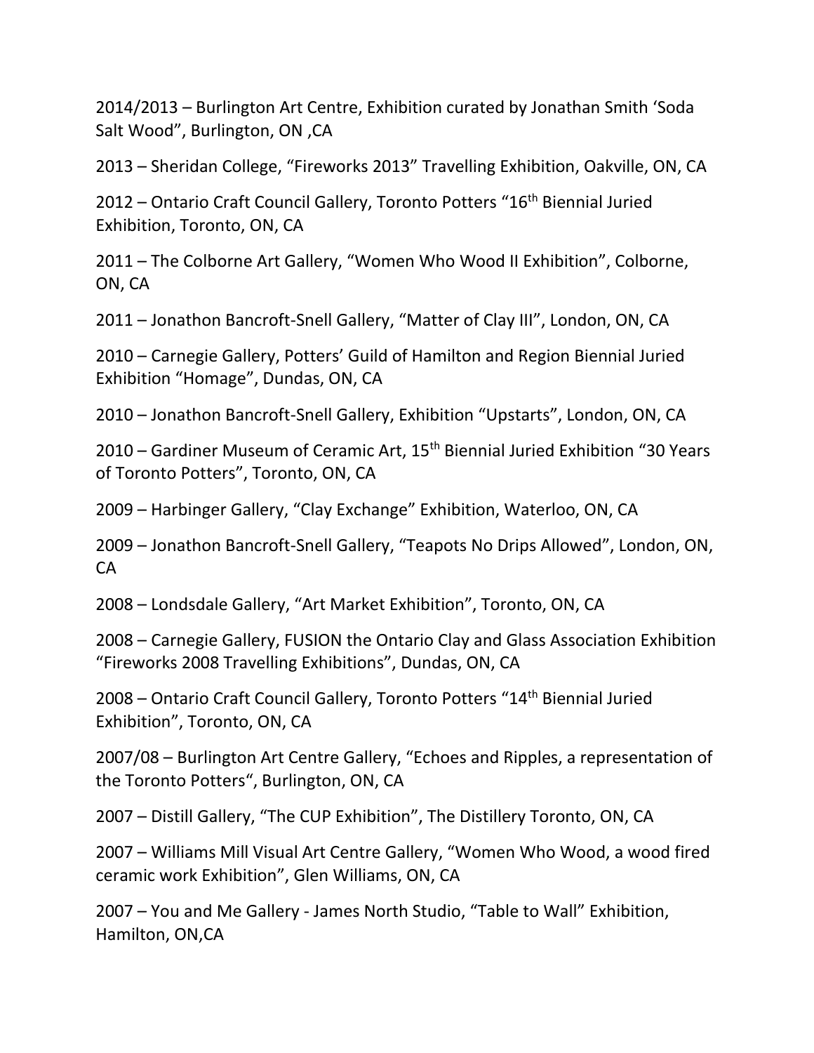2014/2013 – Burlington Art Centre, Exhibition curated by Jonathan Smith 'Soda Salt Wood", Burlington, ON ,CA

2013 – Sheridan College, "Fireworks 2013" Travelling Exhibition, Oakville, ON, CA

2012 – Ontario Craft Council Gallery, Toronto Potters "16th Biennial Juried Exhibition, Toronto, ON, CA

2011 – The Colborne Art Gallery, "Women Who Wood II Exhibition", Colborne, ON, CA

2011 – Jonathon Bancroft-Snell Gallery, "Matter of Clay III", London, ON, CA

2010 – Carnegie Gallery, Potters' Guild of Hamilton and Region Biennial Juried Exhibition "Homage", Dundas, ON, CA

2010 – Jonathon Bancroft-Snell Gallery, Exhibition "Upstarts", London, ON, CA

2010 – Gardiner Museum of Ceramic Art, 15th Biennial Juried Exhibition "30 Years of Toronto Potters", Toronto, ON, CA

2009 – Harbinger Gallery, "Clay Exchange" Exhibition, Waterloo, ON, CA

2009 – Jonathon Bancroft-Snell Gallery, "Teapots No Drips Allowed", London, ON, CA

2008 – Londsdale Gallery, "Art Market Exhibition", Toronto, ON, CA

2008 – Carnegie Gallery, FUSION the Ontario Clay and Glass Association Exhibition "Fireworks 2008 Travelling Exhibitions", Dundas, ON, CA

2008 – Ontario Craft Council Gallery, Toronto Potters "14th Biennial Juried Exhibition", Toronto, ON, CA

2007/08 – Burlington Art Centre Gallery, "Echoes and Ripples, a representation of the Toronto Potters", Burlington, ON, CA

2007 – Distill Gallery, "The CUP Exhibition", The Distillery Toronto, ON, CA

2007 – Williams Mill Visual Art Centre Gallery, "Women Who Wood, a wood fired ceramic work Exhibition", Glen Williams, ON, CA

2007 – You and Me Gallery - James North Studio, "Table to Wall" Exhibition, Hamilton, ON,CA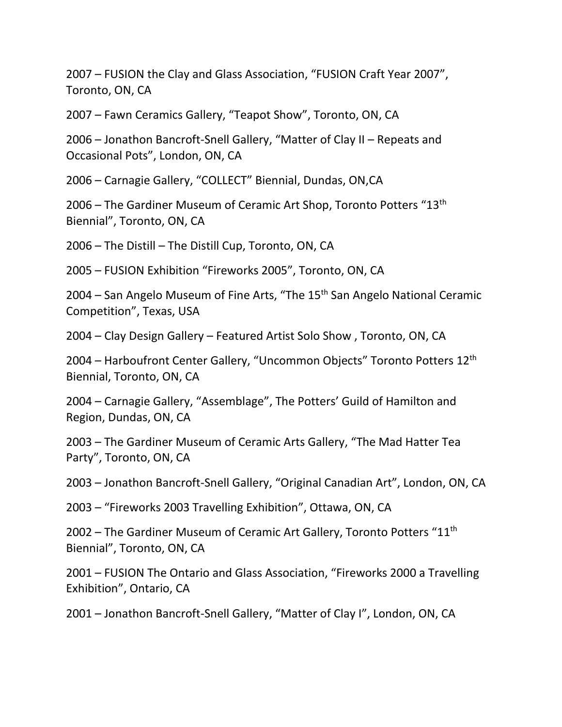2007 – FUSION the Clay and Glass Association, "FUSION Craft Year 2007", Toronto, ON, CA

2007 – Fawn Ceramics Gallery, "Teapot Show", Toronto, ON, CA

2006 – Jonathon Bancroft-Snell Gallery, "Matter of Clay II – Repeats and Occasional Pots", London, ON, CA

2006 – Carnagie Gallery, "COLLECT" Biennial, Dundas, ON,CA

2006 – The Gardiner Museum of Ceramic Art Shop, Toronto Potters "13th Biennial", Toronto, ON, CA

2006 – The Distill – The Distill Cup, Toronto, ON, CA

2005 – FUSION Exhibition "Fireworks 2005", Toronto, ON, CA

2004 – San Angelo Museum of Fine Arts, "The 15th San Angelo National Ceramic Competition", Texas, USA

2004 – Clay Design Gallery – Featured Artist Solo Show , Toronto, ON, CA

2004 – Harboufront Center Gallery, "Uncommon Objects" Toronto Potters 12th Biennial, Toronto, ON, CA

2004 – Carnagie Gallery, "Assemblage", The Potters' Guild of Hamilton and Region, Dundas, ON, CA

2003 – The Gardiner Museum of Ceramic Arts Gallery, "The Mad Hatter Tea Party", Toronto, ON, CA

2003 – Jonathon Bancroft-Snell Gallery, "Original Canadian Art", London, ON, CA

2003 – "Fireworks 2003 Travelling Exhibition", Ottawa, ON, CA

2002 – The Gardiner Museum of Ceramic Art Gallery, Toronto Potters "11th Biennial", Toronto, ON, CA

2001 – FUSION The Ontario and Glass Association, "Fireworks 2000 a Travelling Exhibition", Ontario, CA

2001 – Jonathon Bancroft-Snell Gallery, "Matter of Clay I", London, ON, CA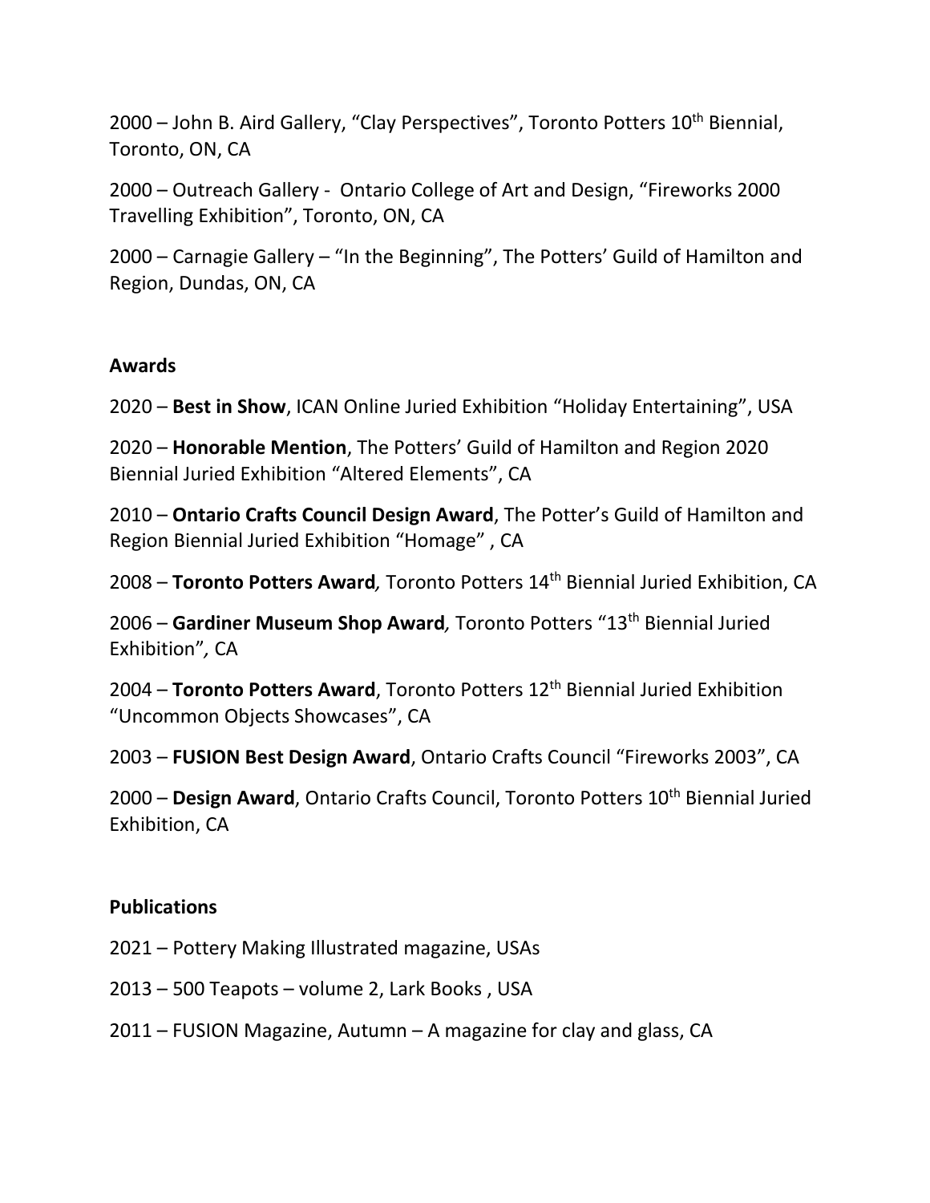2000 – John B. Aird Gallery, “Clay Perspectives”, Toronto Potters 10th Biennial, Toronto, ON, CA

2000 – Outreach Gallery - Ontario College of Art and Design, “Fireworks 2000 Travelling Exhibition”, Toronto, ON, CA

2000 – Carnagie Gallery – “In the Beginning”, The Potters’ Guild of Hamilton and Region, Dundas, ON, CA

**Awards**

2020 – **Best in Show**, ICAN Online Juried Exhibition “Holiday Entertaining”, USA

2020 – **Honorable Mention**, The Potters’ Guild of Hamilton and Region 2020 Biennial Juried Exhibition “Altered Elements”, CA

2010 – **Ontario Crafts Council Design Award**, The Potter’s Guild of Hamilton and Region Biennial Juried Exhibition “Homage” , CA

2008 – **Toronto Potters Award***,* Toronto Potters 14th Biennial Juried Exhibition, CA

2006 – **Gardiner Museum Shop Award***,* Toronto Potters “13th Biennial Juried Exhibition”*,* CA

2004 – **Toronto Potters Award**, Toronto Potters 12th Biennial Juried Exhibition “Uncommon Objects Showcases”, CA

2003 – **FUSION Best Design Award**, Ontario Crafts Council “Fireworks 2003”, CA

2000 – **Design Award**, Ontario Crafts Council, Toronto Potters 10th Biennial Juried Exhibition, CA

**Publications**

2021 – Pottery Making Illustrated magazine, USAs

2013 – 500 Teapots – volume 2, Lark Books , USA

2011 – FUSION Magazine, Autumn – A magazine for clay and glass, CA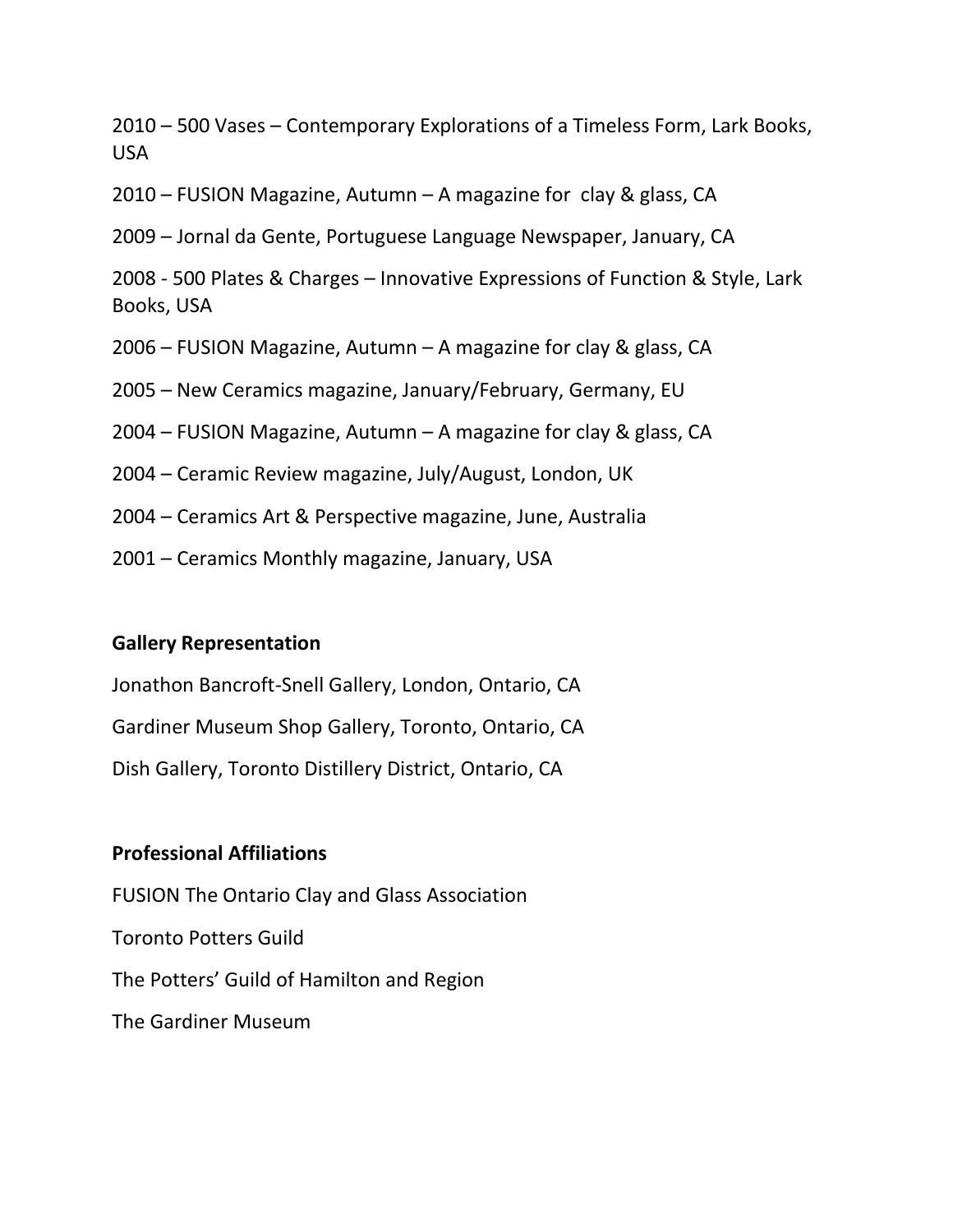2010 – 500 Vases – Contemporary Explorations of a Timeless Form, Lark Books, USA

2010 – FUSION Magazine, Autumn – A magazine for clay & glass, CA

2009 – Jornal da Gente, Portuguese Language Newspaper, January, CA

2008 - 500 Plates & Charges – Innovative Expressions of Function & Style, Lark Books, USA

2006 – FUSION Magazine, Autumn – A magazine for clay & glass, CA

2005 – New Ceramics magazine, January/February, Germany, EU

2004 – FUSION Magazine, Autumn – A magazine for clay & glass, CA

2004 – Ceramic Review magazine, July/August, London, UK

2004 – Ceramics Art & Perspective magazine, June, Australia

2001 – Ceramics Monthly magazine, January, USA

**Gallery Representation**

Jonathon Bancroft-Snell Gallery, London, Ontario, CA

Gardiner Museum Shop Gallery, Toronto, Ontario, CA

Dish Gallery, Toronto Distillery District, Ontario, CA

**Professional Affiliations**

FUSION The Ontario Clay and Glass Association

Toronto Potters Guild

The Potters' Guild of Hamilton and Region

The Gardiner Museum